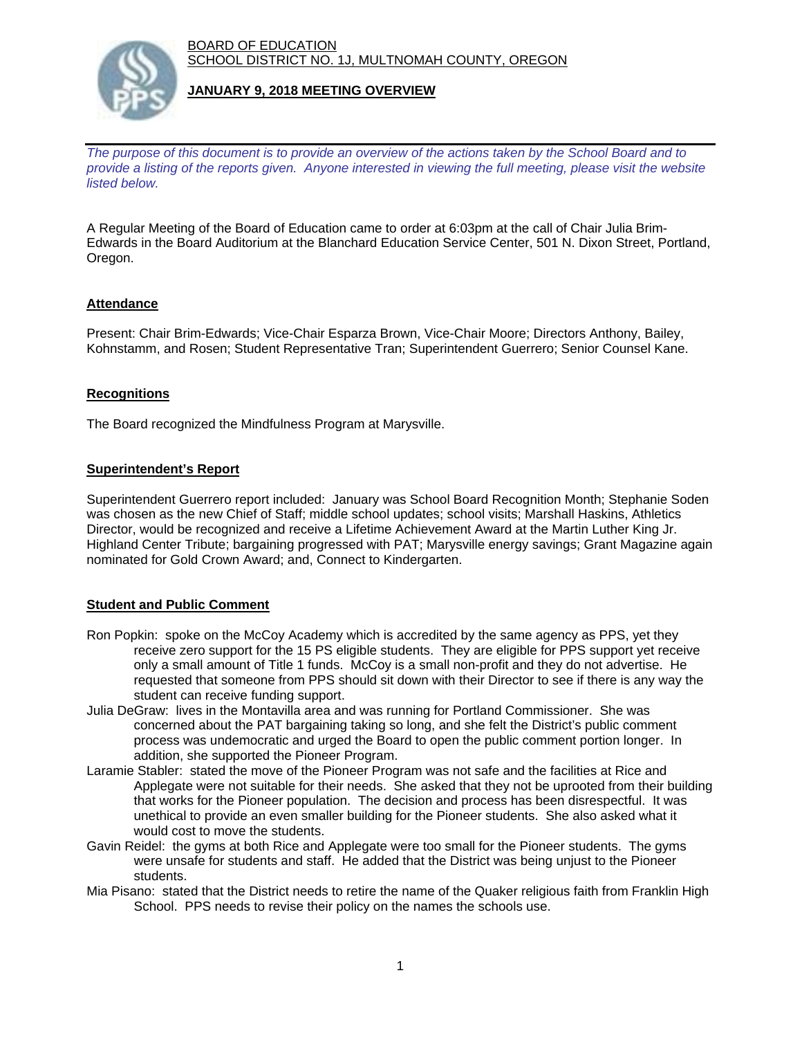BOARD OF EDUCATION
SCHOOL DISTRICT NO. 1J, MULTNOMAH COUNTY, OREGON

**JANUARY 9, 2018 MEETING OVERVIEW**

*The purpose of this document is to provide an overview of the actions taken by the School Board and to provide a listing of the reports given. Anyone interested in viewing the full meeting, please visit the website listed below.*

A Regular Meeting of the Board of Education came to order at 6:03pm at the call of Chair Julia Brim-Edwards in the Board Auditorium at the Blanchard Education Service Center, 501 N. Dixon Street, Portland, Oregon.

## Attendance

Present: Chair Brim-Edwards; Vice-Chair Esparza Brown, Vice-Chair Moore; Directors Anthony, Bailey, Kohnstamm, and Rosen; Student Representative Tran; Superintendent Guerrero; Senior Counsel Kane.

## Recognitions

The Board recognized the Mindfulness Program at Marysville.

## Superintendent's Report

Superintendent Guerrero report included: January was School Board Recognition Month; Stephanie Soden was chosen as the new Chief of Staff; middle school updates; school visits; Marshall Haskins, Athletics Director, would be recognized and receive a Lifetime Achievement Award at the Martin Luther King Jr. Highland Center Tribute; bargaining progressed with PAT; Marysville energy savings; Grant Magazine again nominated for Gold Crown Award; and, Connect to Kindergarten.

## Student and Public Comment

Ron Popkin: spoke on the McCoy Academy which is accredited by the same agency as PPS, yet they receive zero support for the 15 PS eligible students. They are eligible for PPS support yet receive only a small amount of Title 1 funds. McCoy is a small non-profit and they do not advertise. He requested that someone from PPS should sit down with their Director to see if there is any way the student can receive funding support.

Julia DeGraw: lives in the Montavilla area and was running for Portland Commissioner. She was concerned about the PAT bargaining taking so long, and she felt the District's public comment process was undemocratic and urged the Board to open the public comment portion longer. In addition, she supported the Pioneer Program.

Laramie Stabler: stated the move of the Pioneer Program was not safe and the facilities at Rice and Applegate were not suitable for their needs. She asked that they not be uprooted from their building that works for the Pioneer population. The decision and process has been disrespectful. It was unethical to provide an even smaller building for the Pioneer students. She also asked what it would cost to move the students.

Gavin Reidel: the gyms at both Rice and Applegate were too small for the Pioneer students. The gyms were unsafe for students and staff. He added that the District was being unjust to the Pioneer students.

Mia Pisano: stated that the District needs to retire the name of the Quaker religious faith from Franklin High School. PPS needs to revise their policy on the names the schools use.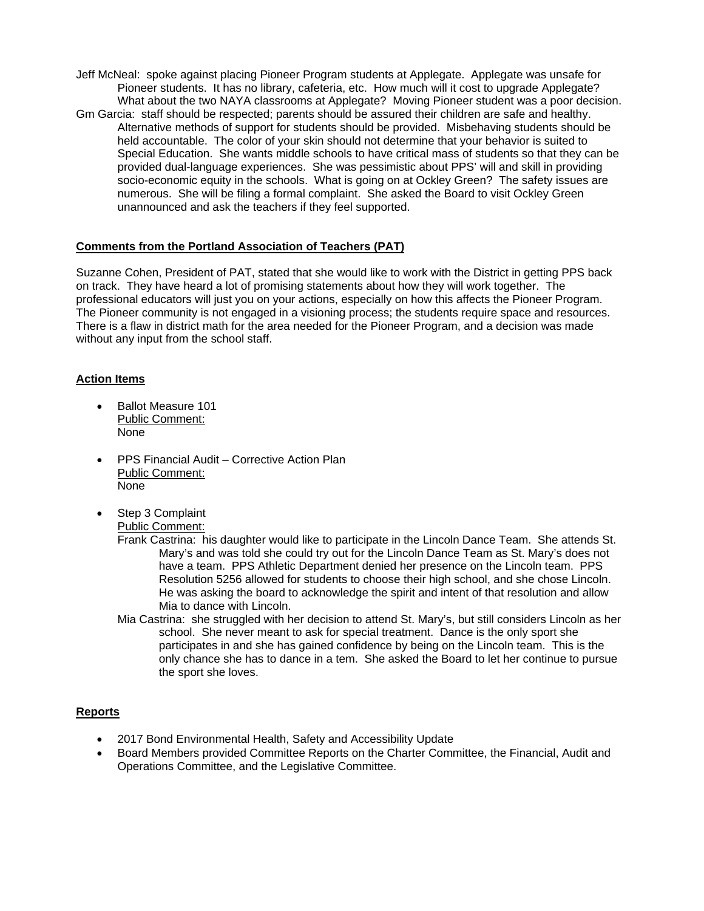Jeff McNeal: spoke against placing Pioneer Program students at Applegate. Applegate was unsafe for Pioneer students. It has no library, cafeteria, etc. How much will it cost to upgrade Applegate? What about the two NAYA classrooms at Applegate? Moving Pioneer student was a poor decision.

Gm Garcia: staff should be respected; parents should be assured their children are safe and healthy. Alternative methods of support for students should be provided. Misbehaving students should be held accountable. The color of your skin should not determine that your behavior is suited to Special Education. She wants middle schools to have critical mass of students so that they can be provided dual-language experiences. She was pessimistic about PPS' will and skill in providing socio-economic equity in the schools. What is going on at Ockley Green? The safety issues are numerous. She will be filing a formal complaint. She asked the Board to visit Ockley Green unannounced and ask the teachers if they feel supported.

## Comments from the Portland Association of Teachers (PAT)

Suzanne Cohen, President of PAT, stated that she would like to work with the District in getting PPS back on track. They have heard a lot of promising statements about how they will work together. The professional educators will just you on your actions, especially on how this affects the Pioneer Program. The Pioneer community is not engaged in a visioning process; the students require space and resources. There is a flaw in district math for the area needed for the Pioneer Program, and a decision was made without any input from the school staff.

## Action Items

- Ballot Measure 101
  Public Comment:
  None

- PPS Financial Audit – Corrective Action Plan
  Public Comment:
  None

- Step 3 Complaint
  Public Comment:
  Frank Castrina: his daughter would like to participate in the Lincoln Dance Team. She attends St. Mary's and was told she could try out for the Lincoln Dance Team as St. Mary's does not have a team. PPS Athletic Department denied her presence on the Lincoln team. PPS Resolution 5256 allowed for students to choose their high school, and she chose Lincoln. He was asking the board to acknowledge the spirit and intent of that resolution and allow Mia to dance with Lincoln.
  Mia Castrina: she struggled with her decision to attend St. Mary's, but still considers Lincoln as her school. She never meant to ask for special treatment. Dance is the only sport she participates in and she has gained confidence by being on the Lincoln team. This is the only chance she has to dance in a tem. She asked the Board to let her continue to pursue the sport she loves.

## Reports

- 2017 Bond Environmental Health, Safety and Accessibility Update
- Board Members provided Committee Reports on the Charter Committee, the Financial, Audit and Operations Committee, and the Legislative Committee.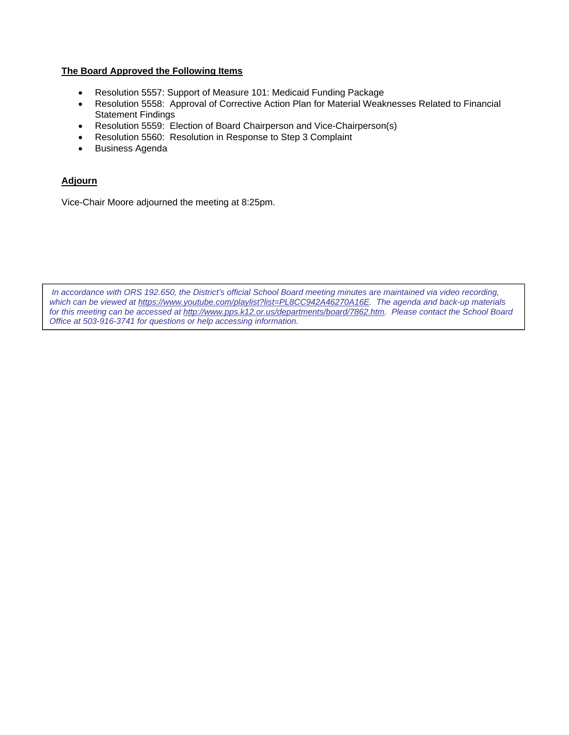**The Board Approved the Following Items**

- Resolution 5557: Support of Measure 101: Medicaid Funding Package
- Resolution 5558: Approval of Corrective Action Plan for Material Weaknesses Related to Financial Statement Findings
- Resolution 5559: Election of Board Chairperson and Vice-Chairperson(s)
- Resolution 5560: Resolution in Response to Step 3 Complaint
- Business Agenda

**Adjourn**

Vice-Chair Moore adjourned the meeting at 8:25pm.

*In accordance with ORS 192.650, the District's official School Board meeting minutes are maintained via video recording, which can be viewed at https://www.youtube.com/playlist?list=PL8CC942A46270A16E. The agenda and back-up materials for this meeting can be accessed at http://www.pps.k12.or.us/departments/board/7862.htm. Please contact the School Board Office at 503-916-3741 for questions or help accessing information.*